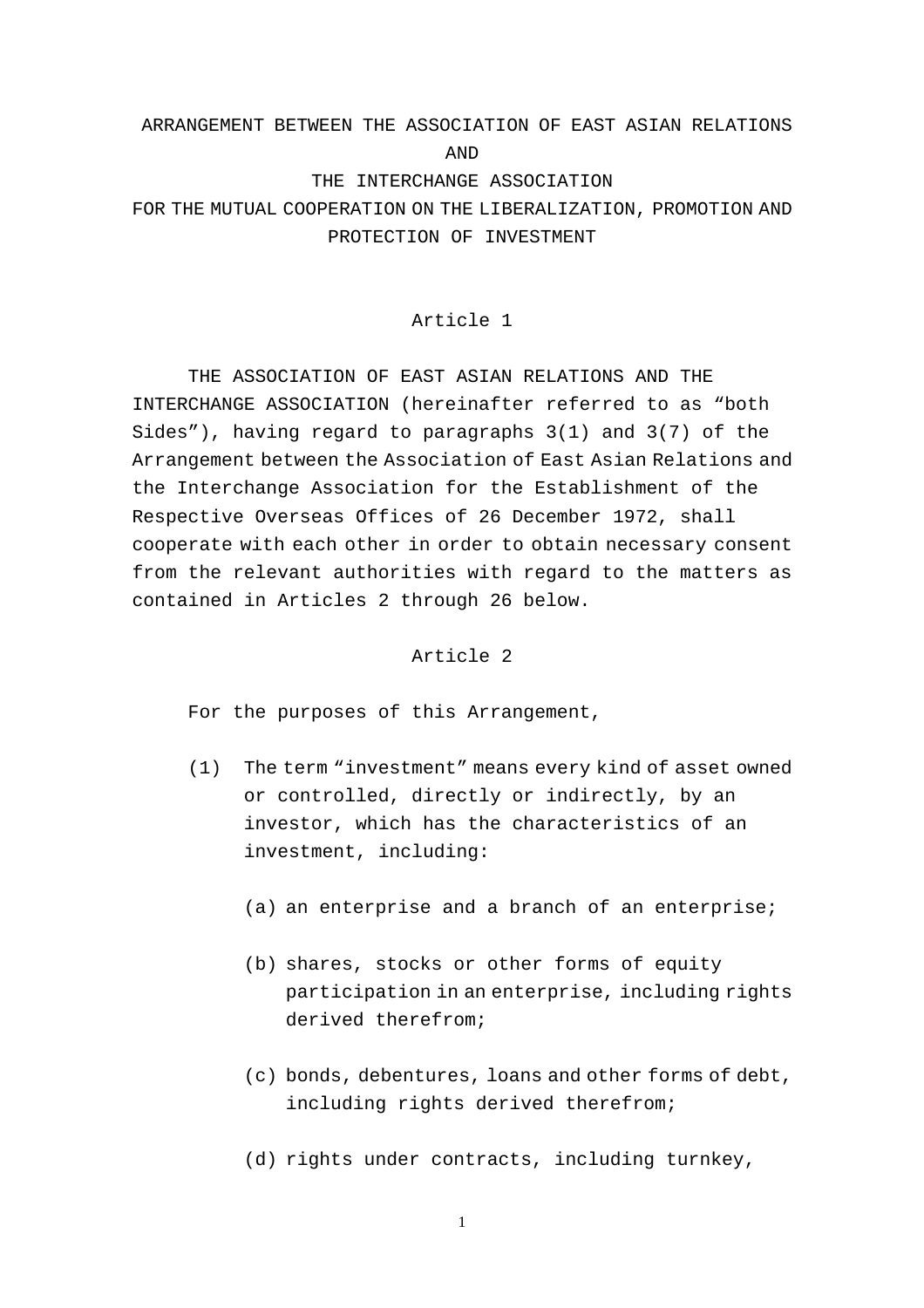# ARRANGEMENT BETWEEN THE ASSOCIATION OF EAST ASIAN RELATIONS AND THE INTERCHANGE ASSOCIATION FOR THE MUTUAL COOPERATION ON THE LIBERALIZATION, PROMOTION AND PROTECTION OF INVESTMENT

## Article 1

THE ASSOCIATION OF EAST ASIAN RELATIONS AND THE INTERCHANGE ASSOCIATION (hereinafter referred to as "both Sides"), having regard to paragraphs 3(1) and 3(7) of the Arrangement between the Association of East Asian Relations and the Interchange Association for the Establishment of the Respective Overseas Offices of 26 December 1972, shall cooperate with each other in order to obtain necessary consent from the relevant authorities with regard to the matters as contained in Articles 2 through 26 below.

## Article 2

For the purposes of this Arrangement,

(1) The term "investment" means every kind of asset owned or controlled, directly or indirectly, by an investor, which has the characteristics of an investment, including:

(a) an enterprise and a branch of an enterprise;

(b) shares, stocks or other forms of equity participation in an enterprise, including rights derived therefrom;

(c) bonds, debentures, loans and other forms of debt, including rights derived therefrom;

(d) rights under contracts, including turnkey,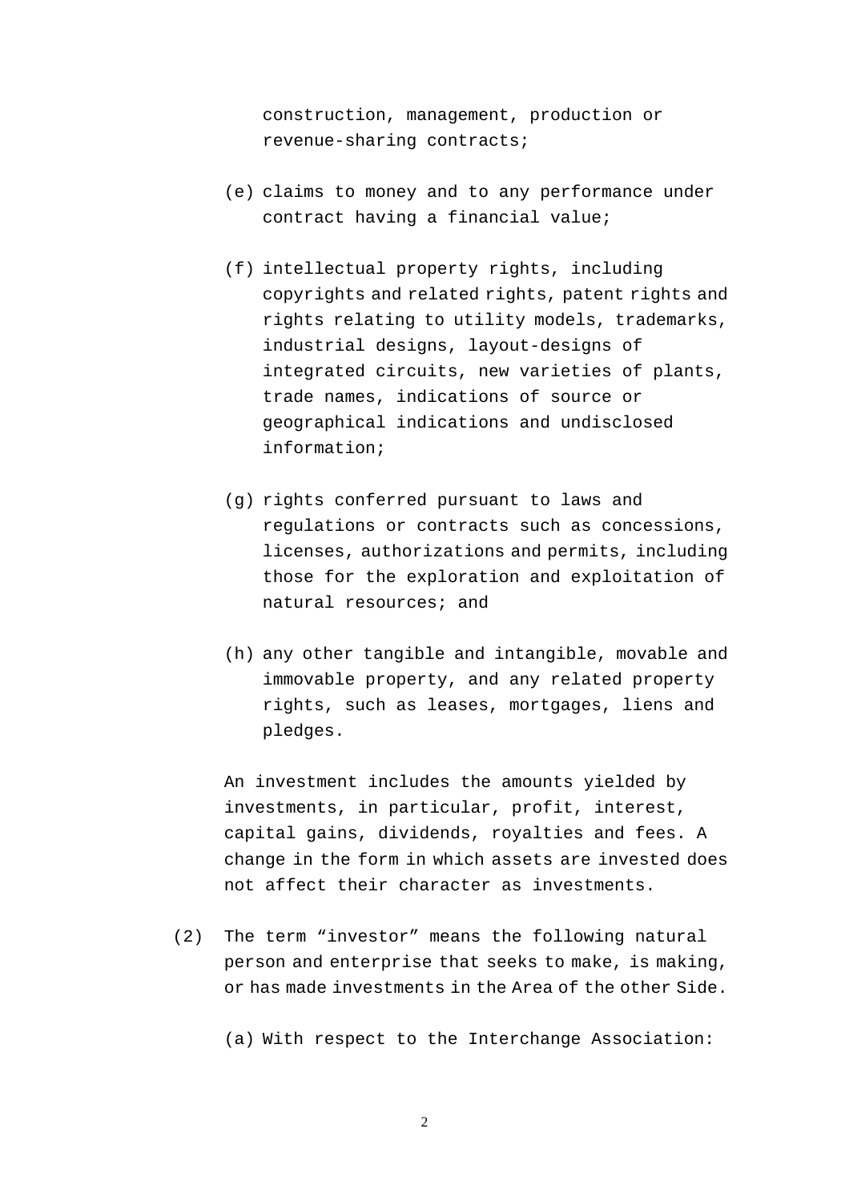construction, management, production or revenue-sharing contracts;

(e) claims to money and to any performance under contract having a financial value;

(f) intellectual property rights, including copyrights and related rights, patent rights and rights relating to utility models, trademarks, industrial designs, layout-designs of integrated circuits, new varieties of plants, trade names, indications of source or geographical indications and undisclosed information;

(g) rights conferred pursuant to laws and regulations or contracts such as concessions, licenses, authorizations and permits, including those for the exploration and exploitation of natural resources; and

(h) any other tangible and intangible, movable and immovable property, and any related property rights, such as leases, mortgages, liens and pledges.

An investment includes the amounts yielded by investments, in particular, profit, interest, capital gains, dividends, royalties and fees. A change in the form in which assets are invested does not affect their character as investments.

(2) The term “investor” means the following natural person and enterprise that seeks to make, is making, or has made investments in the Area of the other Side.

(a) With respect to the Interchange Association: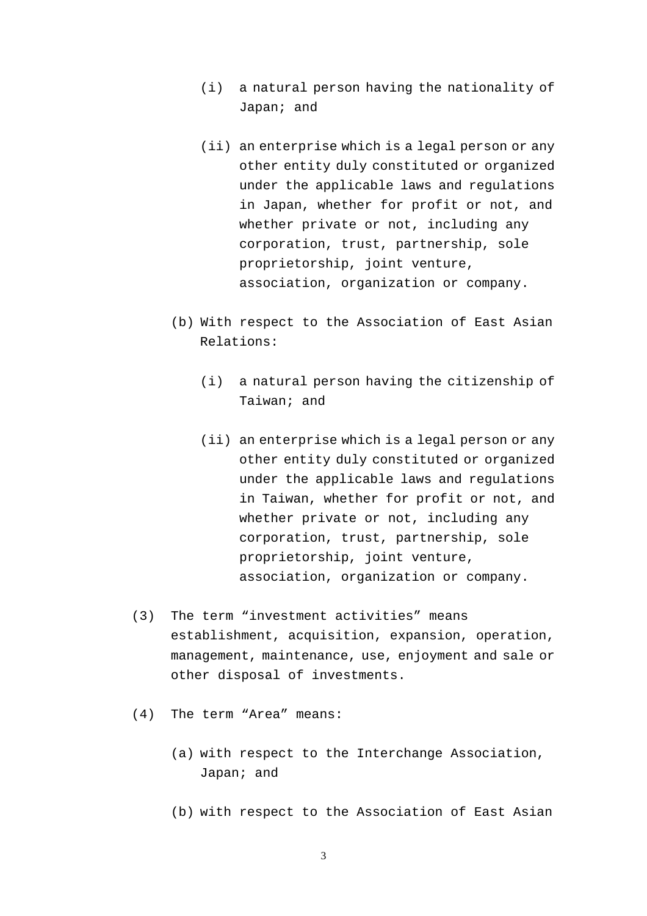(i) a natural person having the nationality of Japan; and

(ii) an enterprise which is a legal person or any other entity duly constituted or organized under the applicable laws and regulations in Japan, whether for profit or not, and whether private or not, including any corporation, trust, partnership, sole proprietorship, joint venture, association, organization or company.

(b) With respect to the Association of East Asian Relations:

(i) a natural person having the citizenship of Taiwan; and

(ii) an enterprise which is a legal person or any other entity duly constituted or organized under the applicable laws and regulations in Taiwan, whether for profit or not, and whether private or not, including any corporation, trust, partnership, sole proprietorship, joint venture, association, organization or company.

(3) The term “investment activities” means establishment, acquisition, expansion, operation, management, maintenance, use, enjoyment and sale or other disposal of investments.

(4) The term “Area” means:

(a) with respect to the Interchange Association, Japan; and

(b) with respect to the Association of East Asian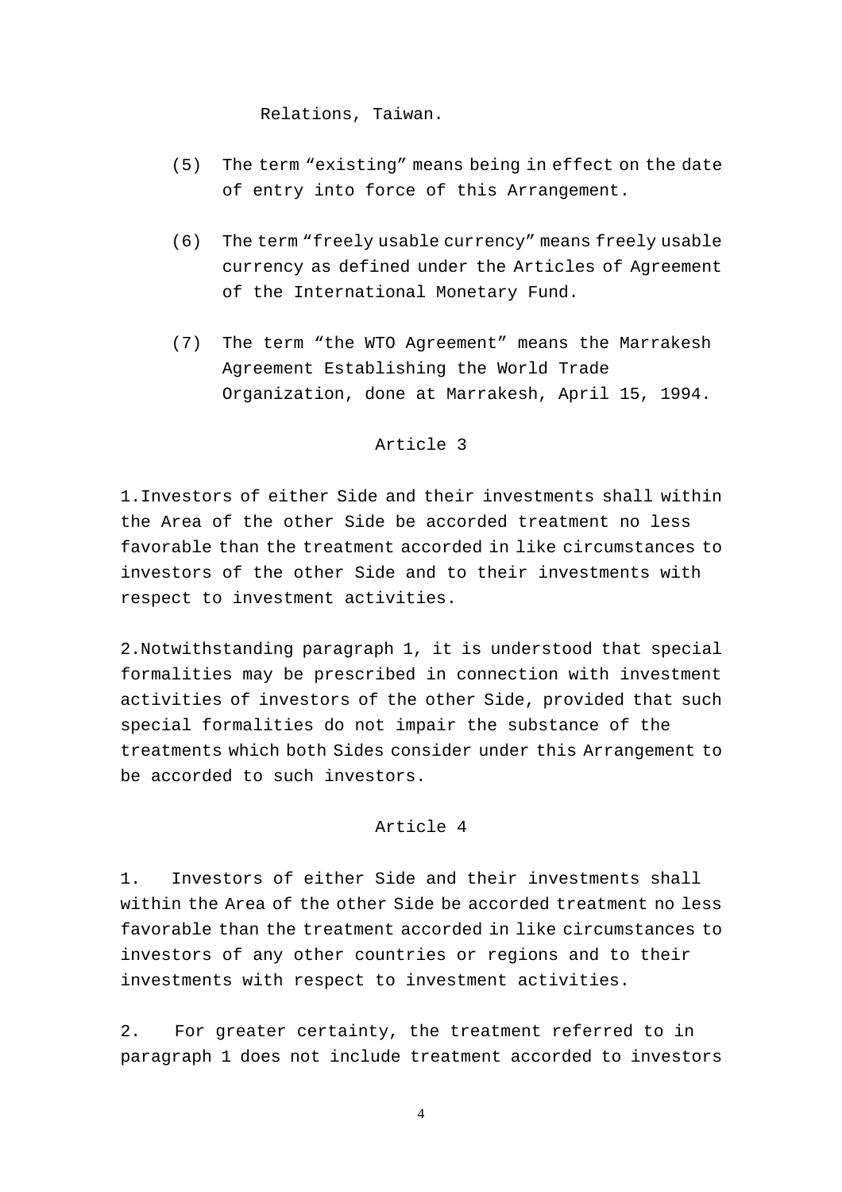Relations, Taiwan.

(5) The term “existing” means being in effect on the date of entry into force of this Arrangement.

(6) The term “freely usable currency” means freely usable currency as defined under the Articles of Agreement of the International Monetary Fund.

(7) The term “the WTO Agreement” means the Marrakesh Agreement Establishing the World Trade Organization, done at Marrakesh, April 15, 1994.

## Article 3

1.Investors of either Side and their investments shall within the Area of the other Side be accorded treatment no less favorable than the treatment accorded in like circumstances to investors of the other Side and to their investments with respect to investment activities.

2.Notwithstanding paragraph 1, it is understood that special formalities may be prescribed in connection with investment activities of investors of the other Side, provided that such special formalities do not impair the substance of the treatments which both Sides consider under this Arrangement to be accorded to such investors.

## Article 4

1. Investors of either Side and their investments shall within the Area of the other Side be accorded treatment no less favorable than the treatment accorded in like circumstances to investors of any other countries or regions and to their investments with respect to investment activities.

2. For greater certainty, the treatment referred to in paragraph 1 does not include treatment accorded to investors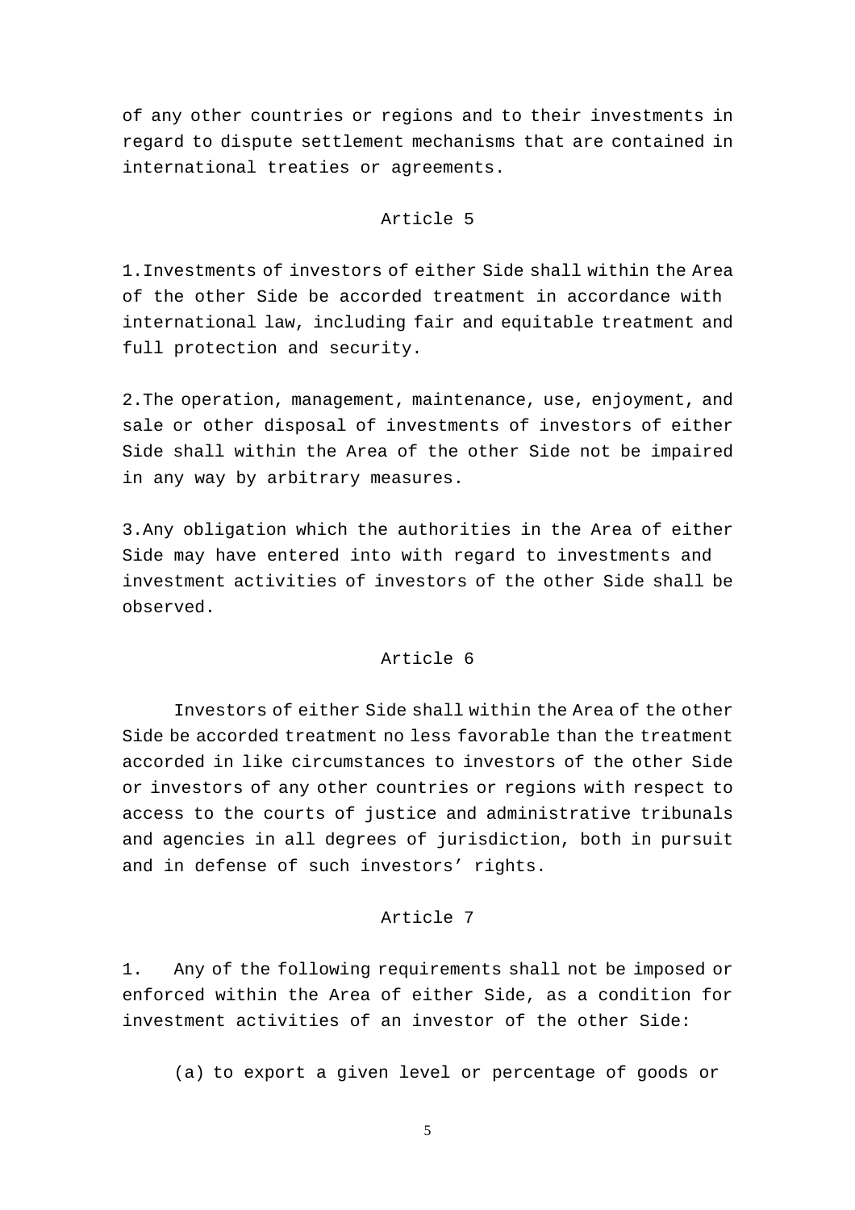of any other countries or regions and to their investments in regard to dispute settlement mechanisms that are contained in international treaties or agreements.

## Article 5

1. Investments of investors of either Side shall within the Area of the other Side be accorded treatment in accordance with international law, including fair and equitable treatment and full protection and security.

2. The operation, management, maintenance, use, enjoyment, and sale or other disposal of investments of investors of either Side shall within the Area of the other Side not be impaired in any way by arbitrary measures.

3. Any obligation which the authorities in the Area of either Side may have entered into with regard to investments and investment activities of investors of the other Side shall be observed.

## Article 6

Investors of either Side shall within the Area of the other Side be accorded treatment no less favorable than the treatment accorded in like circumstances to investors of the other Side or investors of any other countries or regions with respect to access to the courts of justice and administrative tribunals and agencies in all degrees of jurisdiction, both in pursuit and in defense of such investors' rights.

## Article 7

1. Any of the following requirements shall not be imposed or enforced within the Area of either Side, as a condition for investment activities of an investor of the other Side:

(a) to export a given level or percentage of goods or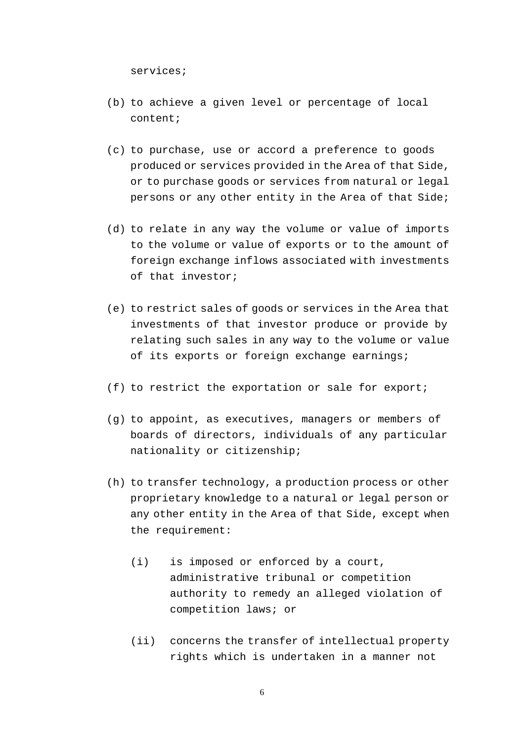services;

(b) to achieve a given level or percentage of local content;

(c) to purchase, use or accord a preference to goods produced or services provided in the Area of that Side, or to purchase goods or services from natural or legal persons or any other entity in the Area of that Side;

(d) to relate in any way the volume or value of imports to the volume or value of exports or to the amount of foreign exchange inflows associated with investments of that investor;

(e) to restrict sales of goods or services in the Area that investments of that investor produce or provide by relating such sales in any way to the volume or value of its exports or foreign exchange earnings;

(f) to restrict the exportation or sale for export;

(g) to appoint, as executives, managers or members of boards of directors, individuals of any particular nationality or citizenship;

(h) to transfer technology, a production process or other proprietary knowledge to a natural or legal person or any other entity in the Area of that Side, except when the requirement:

    (i) is imposed or enforced by a court, administrative tribunal or competition authority to remedy an alleged violation of competition laws; or

    (ii) concerns the transfer of intellectual property rights which is undertaken in a manner not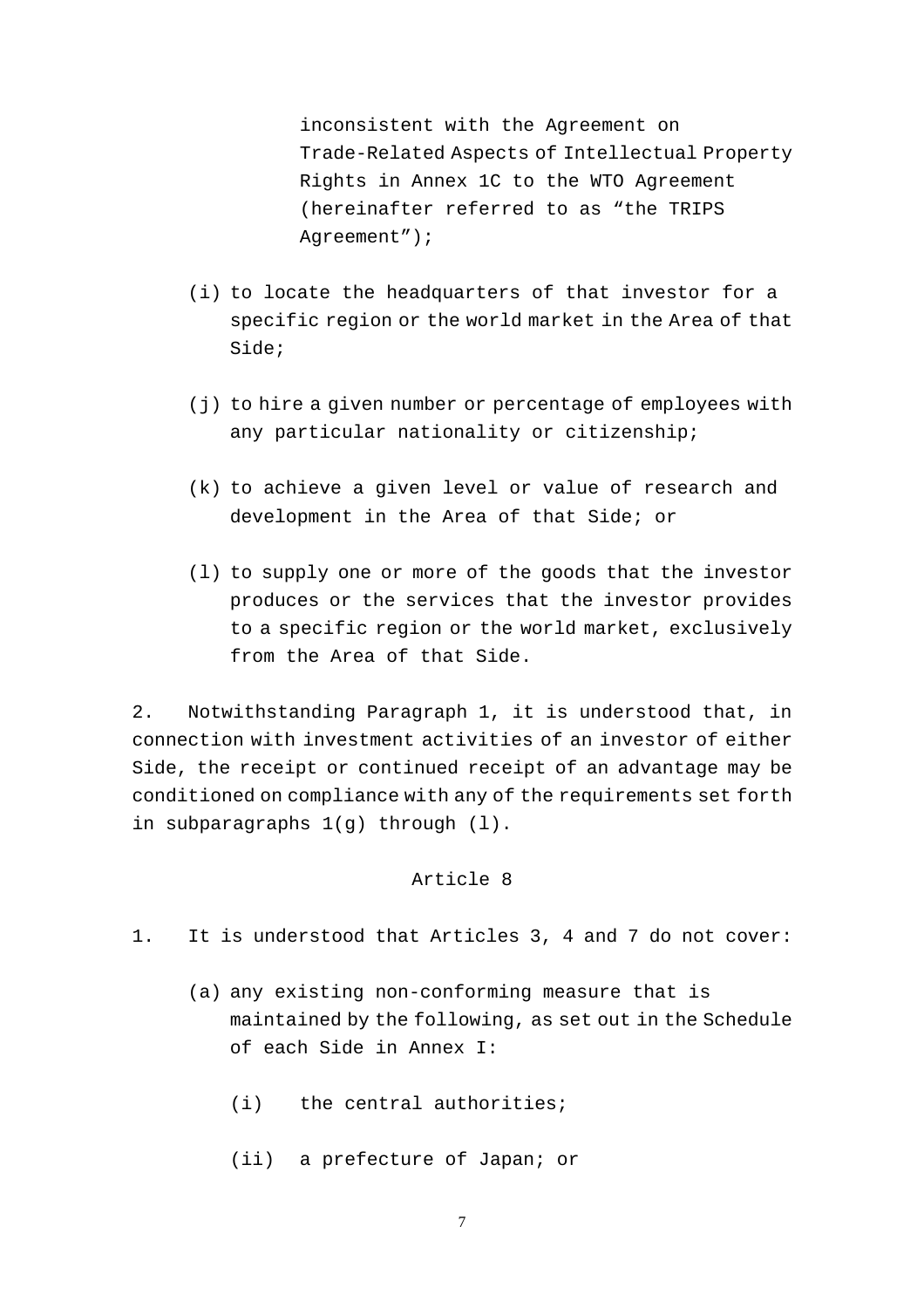inconsistent with the Agreement on Trade-Related Aspects of Intellectual Property Rights in Annex 1C to the WTO Agreement (hereinafter referred to as “the TRIPS Agreement”);

(i) to locate the headquarters of that investor for a specific region or the world market in the Area of that Side;

(j) to hire a given number or percentage of employees with any particular nationality or citizenship;

(k) to achieve a given level or value of research and development in the Area of that Side; or

(l) to supply one or more of the goods that the investor produces or the services that the investor provides to a specific region or the world market, exclusively from the Area of that Side.

2. Notwithstanding Paragraph 1, it is understood that, in connection with investment activities of an investor of either Side, the receipt or continued receipt of an advantage may be conditioned on compliance with any of the requirements set forth in subparagraphs 1(g) through (l).

Article 8

1. It is understood that Articles 3, 4 and 7 do not cover:

(a) any existing non-conforming measure that is maintained by the following, as set out in the Schedule of each Side in Annex I:

(i) the central authorities;

(ii) a prefecture of Japan; or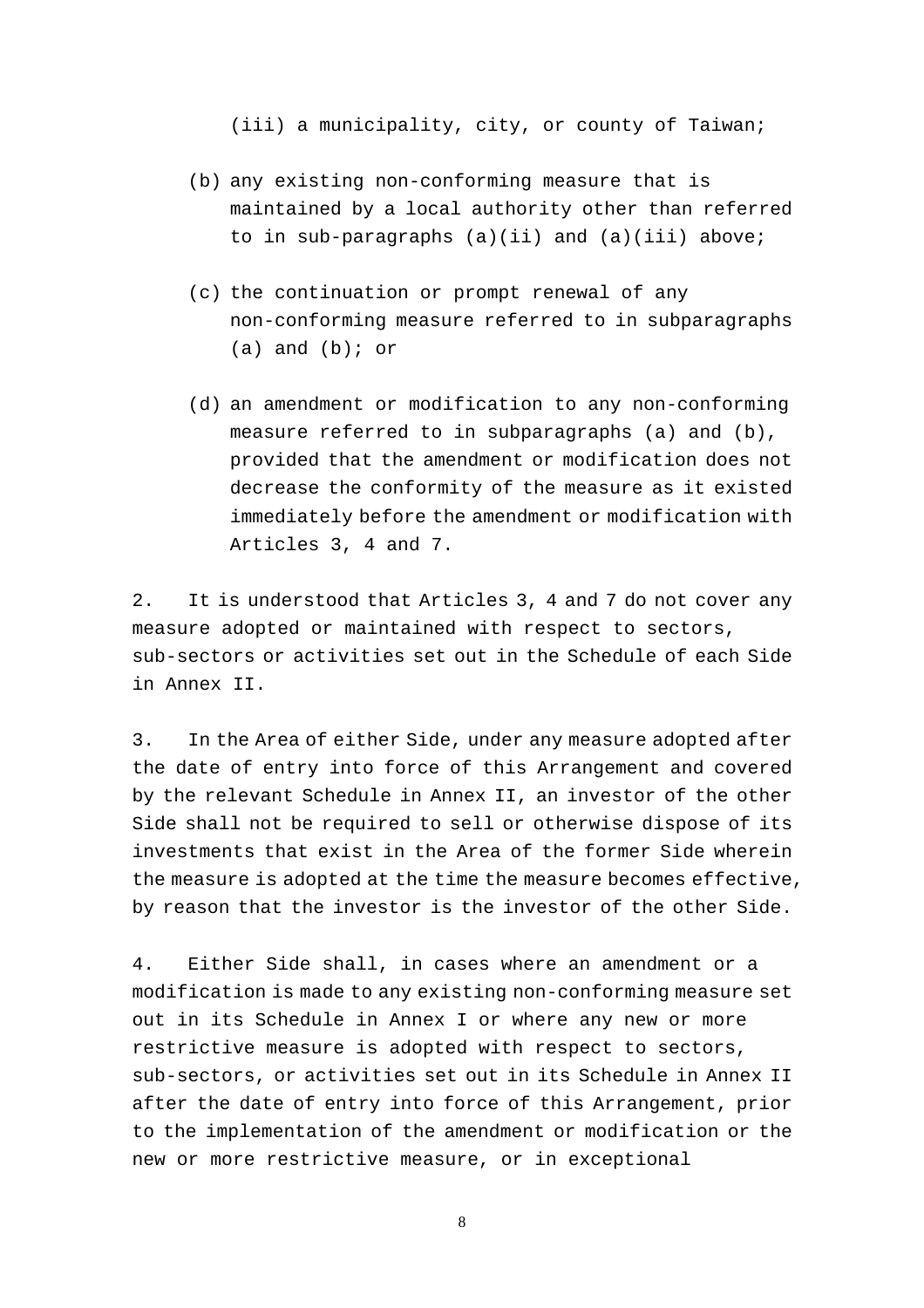(iii) a municipality, city, or county of Taiwan;

(b) any existing non-conforming measure that is maintained by a local authority other than referred to in sub-paragraphs (a)(ii) and (a)(iii) above;

(c) the continuation or prompt renewal of any non-conforming measure referred to in subparagraphs (a) and (b); or

(d) an amendment or modification to any non-conforming measure referred to in subparagraphs (a) and (b), provided that the amendment or modification does not decrease the conformity of the measure as it existed immediately before the amendment or modification with Articles 3, 4 and 7.

2. It is understood that Articles 3, 4 and 7 do not cover any measure adopted or maintained with respect to sectors, sub-sectors or activities set out in the Schedule of each Side in Annex II.

3. In the Area of either Side, under any measure adopted after the date of entry into force of this Arrangement and covered by the relevant Schedule in Annex II, an investor of the other Side shall not be required to sell or otherwise dispose of its investments that exist in the Area of the former Side wherein the measure is adopted at the time the measure becomes effective, by reason that the investor is the investor of the other Side.

4. Either Side shall, in cases where an amendment or a modification is made to any existing non-conforming measure set out in its Schedule in Annex I or where any new or more restrictive measure is adopted with respect to sectors, sub-sectors, or activities set out in its Schedule in Annex II after the date of entry into force of this Arrangement, prior to the implementation of the amendment or modification or the new or more restrictive measure, or in exceptional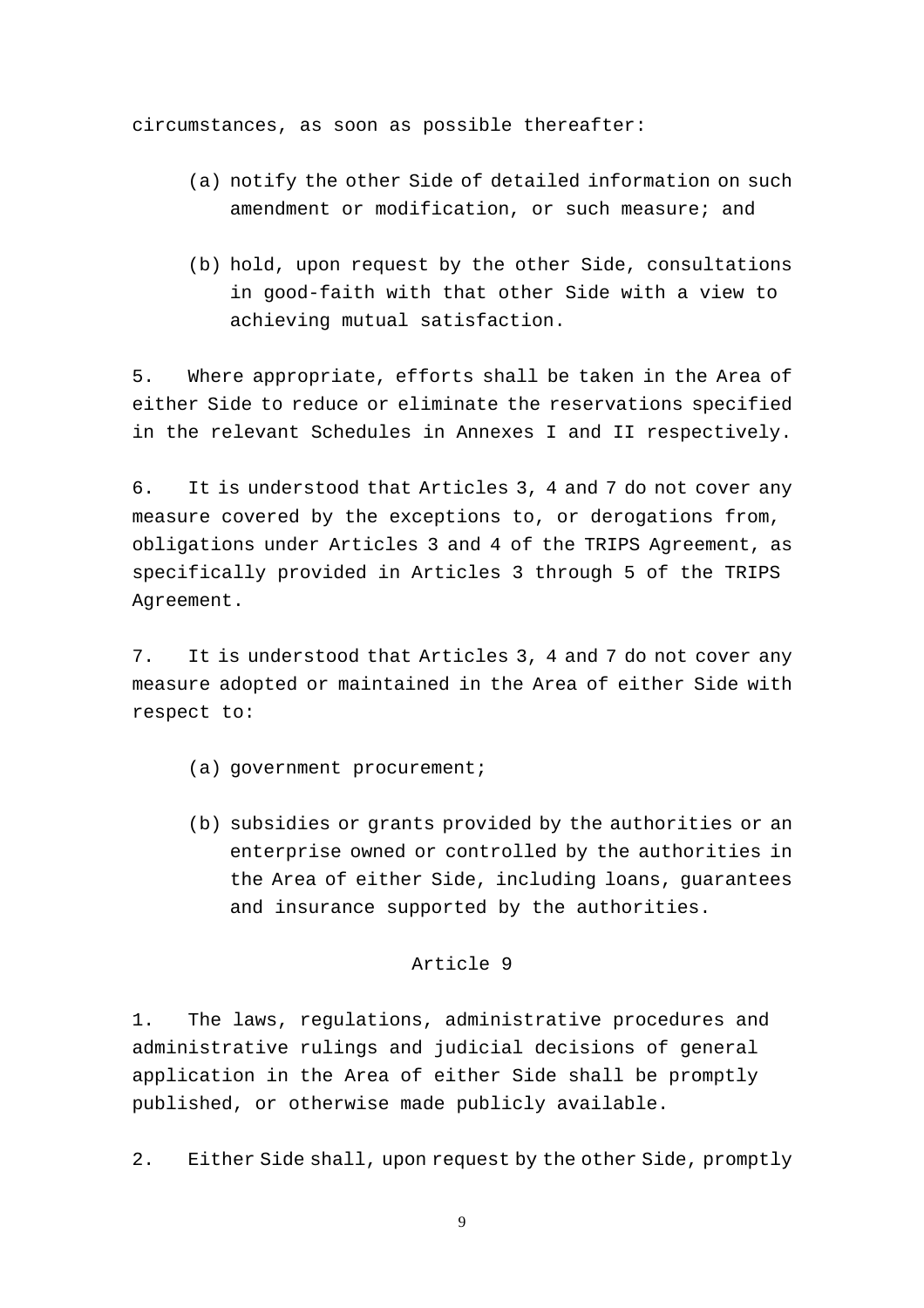circumstances, as soon as possible thereafter:

(a) notify the other Side of detailed information on such amendment or modification, or such measure; and

(b) hold, upon request by the other Side, consultations in good-faith with that other Side with a view to achieving mutual satisfaction.

5. Where appropriate, efforts shall be taken in the Area of either Side to reduce or eliminate the reservations specified in the relevant Schedules in Annexes I and II respectively.

6. It is understood that Articles 3, 4 and 7 do not cover any measure covered by the exceptions to, or derogations from, obligations under Articles 3 and 4 of the TRIPS Agreement, as specifically provided in Articles 3 through 5 of the TRIPS Agreement.

7. It is understood that Articles 3, 4 and 7 do not cover any measure adopted or maintained in the Area of either Side with respect to:

(a) government procurement;

(b) subsidies or grants provided by the authorities or an enterprise owned or controlled by the authorities in the Area of either Side, including loans, guarantees and insurance supported by the authorities.

### Article 9

1. The laws, regulations, administrative procedures and administrative rulings and judicial decisions of general application in the Area of either Side shall be promptly published, or otherwise made publicly available.

2. Either Side shall, upon request by the other Side, promptly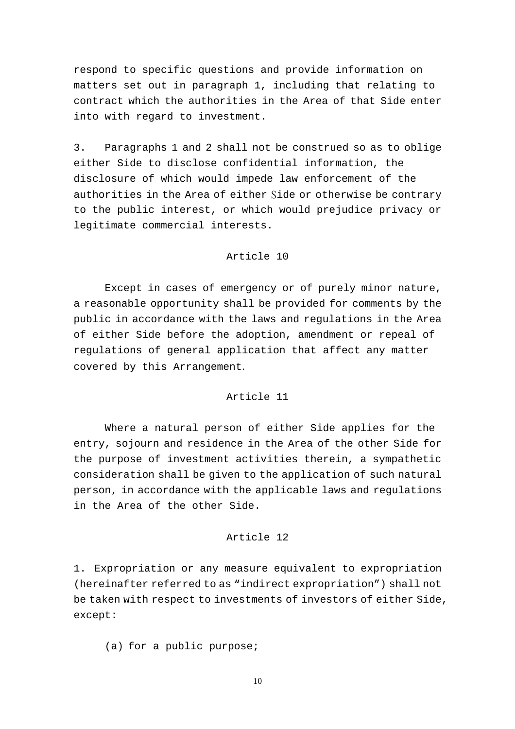respond to specific questions and provide information on matters set out in paragraph 1, including that relating to contract which the authorities in the Area of that Side enter into with regard to investment.

3. Paragraphs 1 and 2 shall not be construed so as to oblige either Side to disclose confidential information, the disclosure of which would impede law enforcement of the authorities in the Area of either Side or otherwise be contrary to the public interest, or which would prejudice privacy or legitimate commercial interests.

## Article 10

Except in cases of emergency or of purely minor nature, a reasonable opportunity shall be provided for comments by the public in accordance with the laws and regulations in the Area of either Side before the adoption, amendment or repeal of regulations of general application that affect any matter covered by this Arrangement.

## Article 11

Where a natural person of either Side applies for the entry, sojourn and residence in the Area of the other Side for the purpose of investment activities therein, a sympathetic consideration shall be given to the application of such natural person, in accordance with the applicable laws and regulations in the Area of the other Side.

## Article 12

1. Expropriation or any measure equivalent to expropriation (hereinafter referred to as "indirect expropriation") shall not be taken with respect to investments of investors of either Side, except:

(a) for a public purpose;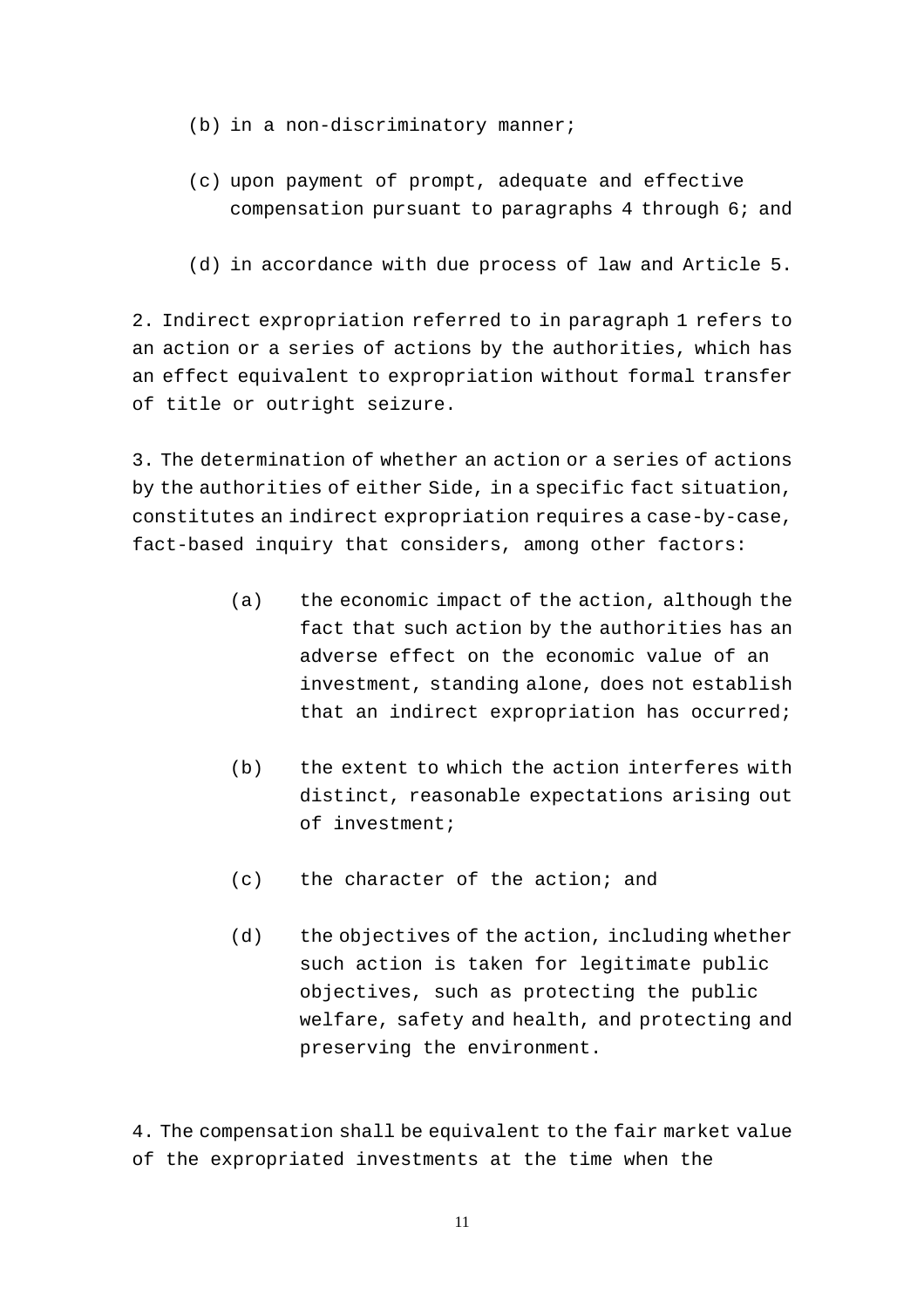(b) in a non-discriminatory manner;

(c) upon payment of prompt, adequate and effective compensation pursuant to paragraphs 4 through 6; and

(d) in accordance with due process of law and Article 5.

2. Indirect expropriation referred to in paragraph 1 refers to an action or a series of actions by the authorities, which has an effect equivalent to expropriation without formal transfer of title or outright seizure.

3. The determination of whether an action or a series of actions by the authorities of either Side, in a specific fact situation, constitutes an indirect expropriation requires a case-by-case, fact-based inquiry that considers, among other factors:

(a) the economic impact of the action, although the fact that such action by the authorities has an adverse effect on the economic value of an investment, standing alone, does not establish that an indirect expropriation has occurred;

(b) the extent to which the action interferes with distinct, reasonable expectations arising out of investment;

(c) the character of the action; and

(d) the objectives of the action, including whether such action is taken for legitimate public objectives, such as protecting the public welfare, safety and health, and protecting and preserving the environment.

4. The compensation shall be equivalent to the fair market value of the expropriated investments at the time when the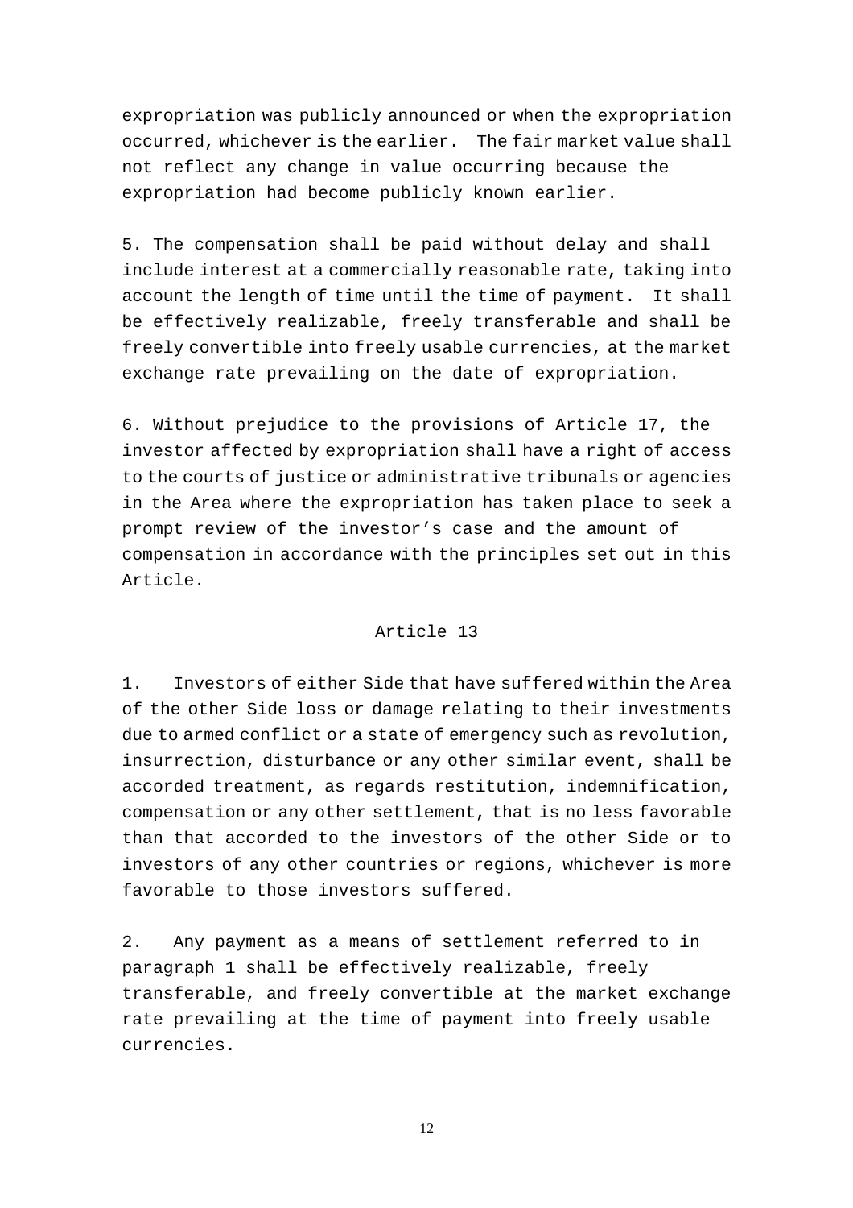expropriation was publicly announced or when the expropriation occurred, whichever is the earlier. The fair market value shall not reflect any change in value occurring because the expropriation had become publicly known earlier.

5. The compensation shall be paid without delay and shall include interest at a commercially reasonable rate, taking into account the length of time until the time of payment. It shall be effectively realizable, freely transferable and shall be freely convertible into freely usable currencies, at the market exchange rate prevailing on the date of expropriation.

6. Without prejudice to the provisions of Article 17, the investor affected by expropriation shall have a right of access to the courts of justice or administrative tribunals or agencies in the Area where the expropriation has taken place to seek a prompt review of the investor's case and the amount of compensation in accordance with the principles set out in this Article.

Article 13

1. Investors of either Side that have suffered within the Area of the other Side loss or damage relating to their investments due to armed conflict or a state of emergency such as revolution, insurrection, disturbance or any other similar event, shall be accorded treatment, as regards restitution, indemnification, compensation or any other settlement, that is no less favorable than that accorded to the investors of the other Side or to investors of any other countries or regions, whichever is more favorable to those investors suffered.

2. Any payment as a means of settlement referred to in paragraph 1 shall be effectively realizable, freely transferable, and freely convertible at the market exchange rate prevailing at the time of payment into freely usable currencies.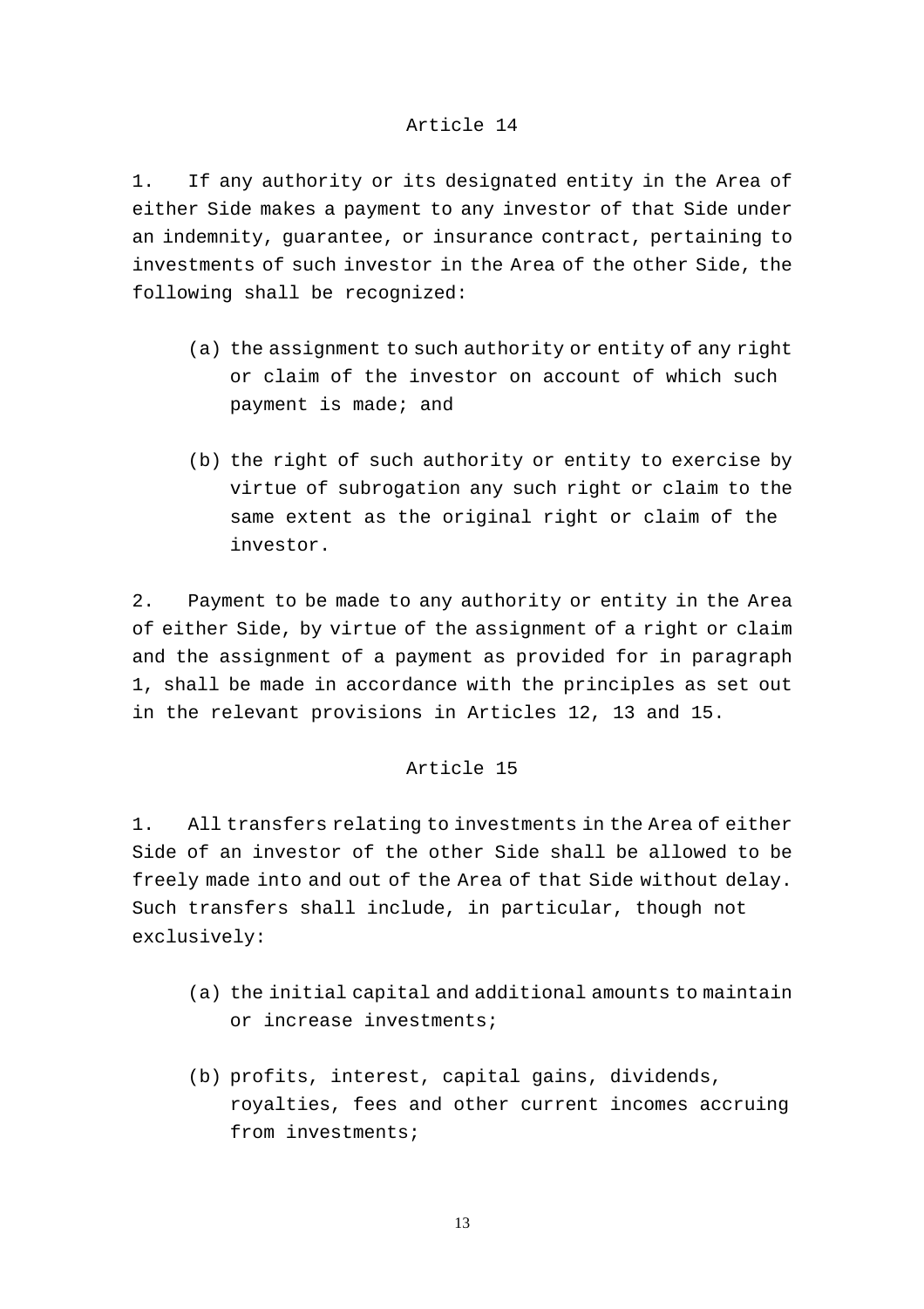## Article 14

1. If any authority or its designated entity in the Area of either Side makes a payment to any investor of that Side under an indemnity, guarantee, or insurance contract, pertaining to investments of such investor in the Area of the other Side, the following shall be recognized:

(a) the assignment to such authority or entity of any right or claim of the investor on account of which such payment is made; and

(b) the right of such authority or entity to exercise by virtue of subrogation any such right or claim to the same extent as the original right or claim of the investor.

2. Payment to be made to any authority or entity in the Area of either Side, by virtue of the assignment of a right or claim and the assignment of a payment as provided for in paragraph 1, shall be made in accordance with the principles as set out in the relevant provisions in Articles 12, 13 and 15.

## Article 15

1. All transfers relating to investments in the Area of either Side of an investor of the other Side shall be allowed to be freely made into and out of the Area of that Side without delay. Such transfers shall include, in particular, though not exclusively:

(a) the initial capital and additional amounts to maintain or increase investments;

(b) profits, interest, capital gains, dividends, royalties, fees and other current incomes accruing from investments;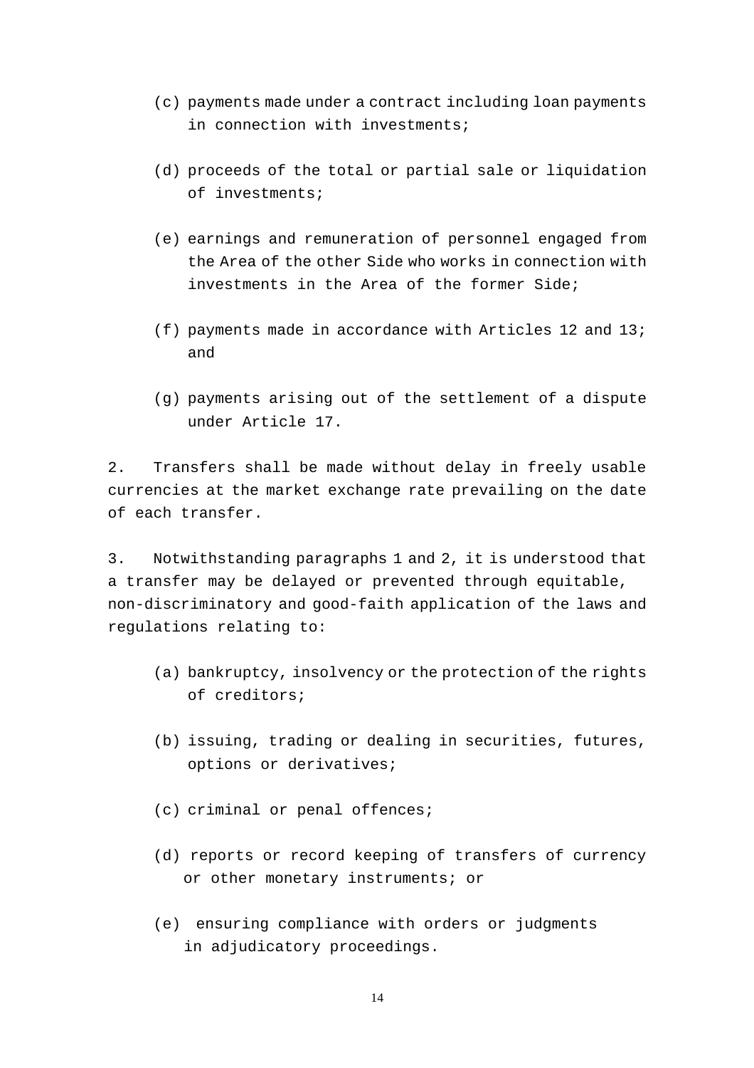(c) payments made under a contract including loan payments in connection with investments;

(d) proceeds of the total or partial sale or liquidation of investments;

(e) earnings and remuneration of personnel engaged from the Area of the other Side who works in connection with investments in the Area of the former Side;

(f) payments made in accordance with Articles 12 and 13; and

(g) payments arising out of the settlement of a dispute under Article 17.

2. Transfers shall be made without delay in freely usable currencies at the market exchange rate prevailing on the date of each transfer.

3. Notwithstanding paragraphs 1 and 2, it is understood that a transfer may be delayed or prevented through equitable, non-discriminatory and good-faith application of the laws and regulations relating to:

(a) bankruptcy, insolvency or the protection of the rights of creditors;

(b) issuing, trading or dealing in securities, futures, options or derivatives;

(c) criminal or penal offences;

(d) reports or record keeping of transfers of currency or other monetary instruments; or

(e) ensuring compliance with orders or judgments in adjudicatory proceedings.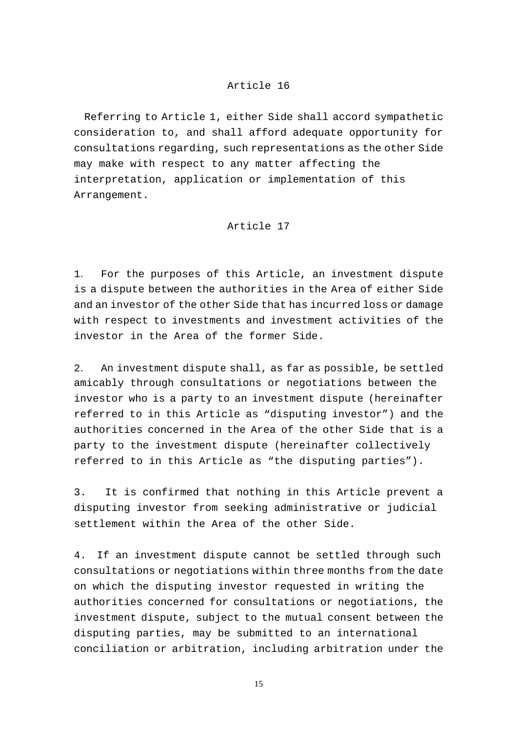## Article 16

Referring to Article 1, either Side shall accord sympathetic consideration to, and shall afford adequate opportunity for consultations regarding, such representations as the other Side may make with respect to any matter affecting the interpretation, application or implementation of this Arrangement.

## Article 17

1. For the purposes of this Article, an investment dispute is a dispute between the authorities in the Area of either Side and an investor of the other Side that has incurred loss or damage with respect to investments and investment activities of the investor in the Area of the former Side.

2. An investment dispute shall, as far as possible, be settled amicably through consultations or negotiations between the investor who is a party to an investment dispute (hereinafter referred to in this Article as “disputing investor”) and the authorities concerned in the Area of the other Side that is a party to the investment dispute (hereinafter collectively referred to in this Article as “the disputing parties”).

3. It is confirmed that nothing in this Article prevent a disputing investor from seeking administrative or judicial settlement within the Area of the other Side.

4. If an investment dispute cannot be settled through such consultations or negotiations within three months from the date on which the disputing investor requested in writing the authorities concerned for consultations or negotiations, the investment dispute, subject to the mutual consent between the disputing parties, may be submitted to an international conciliation or arbitration, including arbitration under the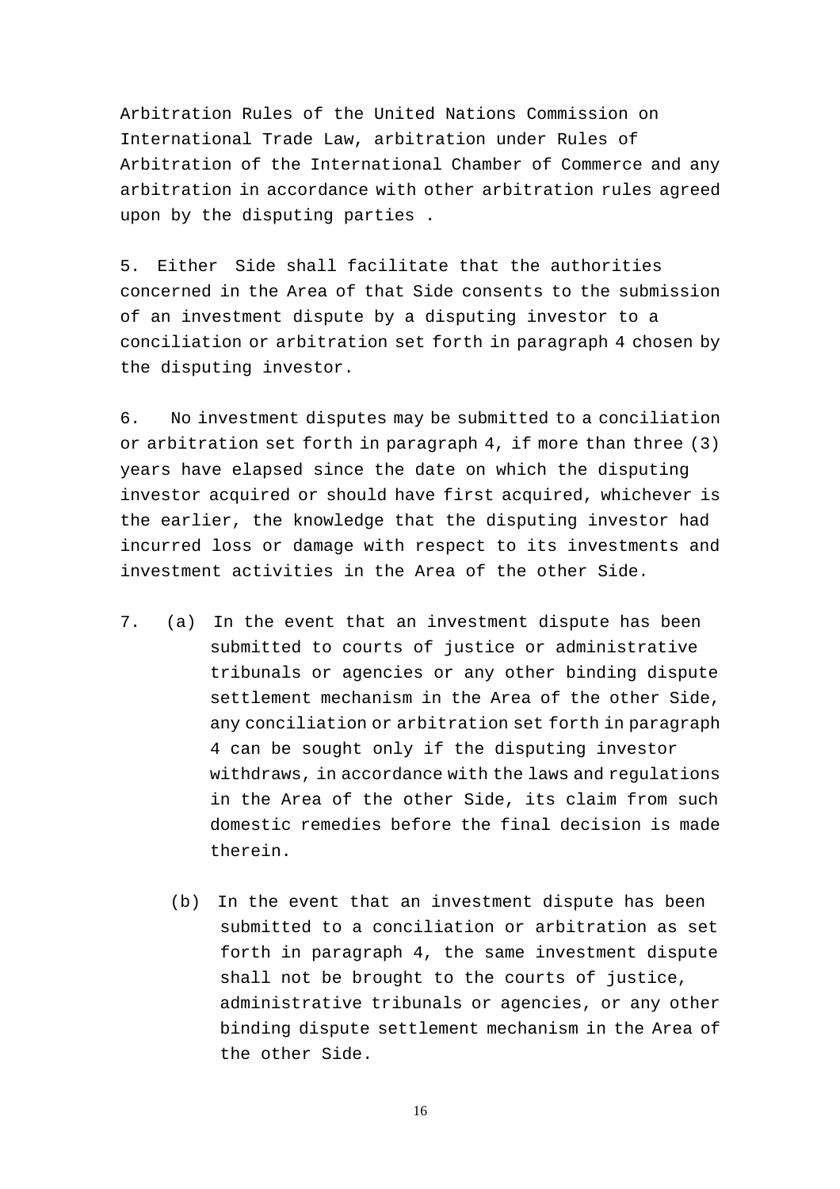Arbitration Rules of the United Nations Commission on International Trade Law, arbitration under Rules of Arbitration of the International Chamber of Commerce and any arbitration in accordance with other arbitration rules agreed upon by the disputing parties .

5. Either Side shall facilitate that the authorities concerned in the Area of that Side consents to the submission of an investment dispute by a disputing investor to a conciliation or arbitration set forth in paragraph 4 chosen by the disputing investor.

6. No investment disputes may be submitted to a conciliation or arbitration set forth in paragraph 4, if more than three (3) years have elapsed since the date on which the disputing investor acquired or should have first acquired, whichever is the earlier, the knowledge that the disputing investor had incurred loss or damage with respect to its investments and investment activities in the Area of the other Side.

7. (a) In the event that an investment dispute has been submitted to courts of justice or administrative tribunals or agencies or any other binding dispute settlement mechanism in the Area of the other Side, any conciliation or arbitration set forth in paragraph 4 can be sought only if the disputing investor withdraws, in accordance with the laws and regulations in the Area of the other Side, its claim from such domestic remedies before the final decision is made therein.

   (b) In the event that an investment dispute has been submitted to a conciliation or arbitration as set forth in paragraph 4, the same investment dispute shall not be brought to the courts of justice, administrative tribunals or agencies, or any other binding dispute settlement mechanism in the Area of the other Side.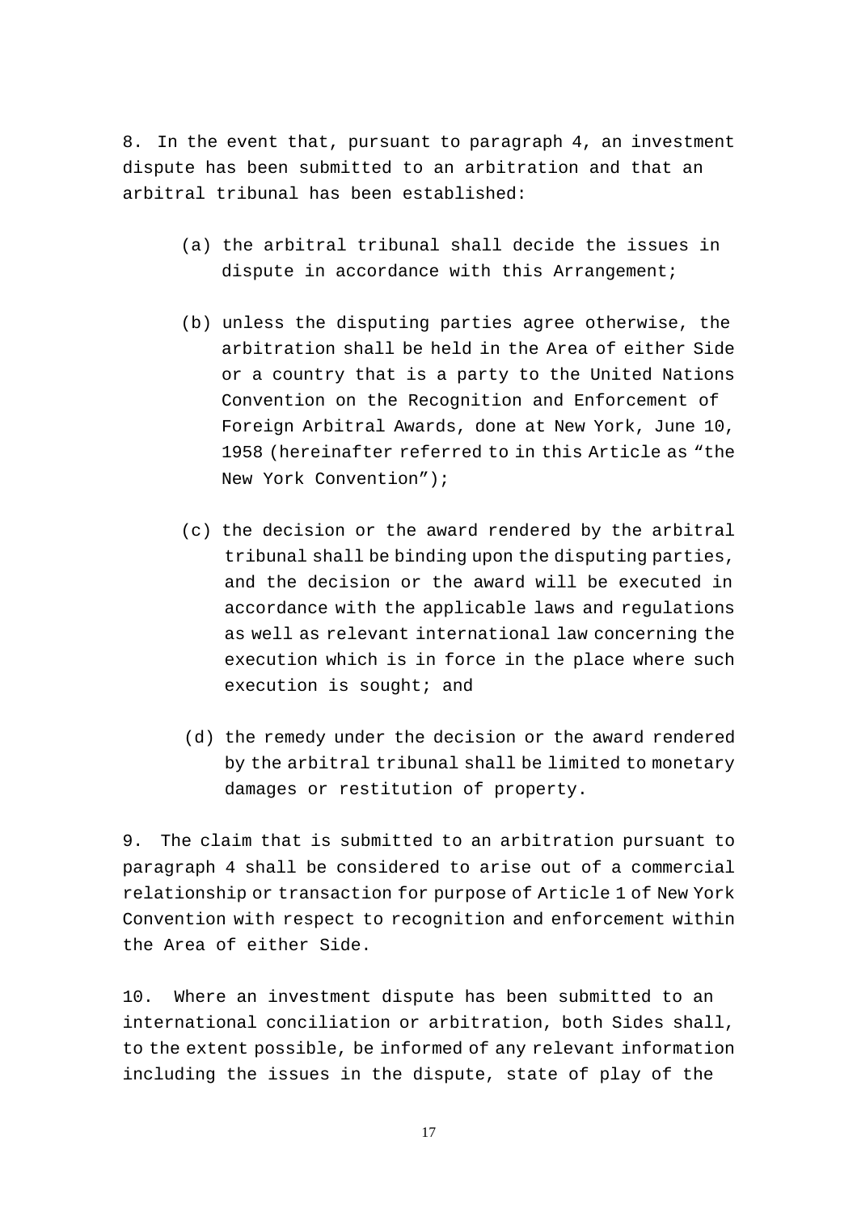8. In the event that, pursuant to paragraph 4, an investment dispute has been submitted to an arbitration and that an arbitral tribunal has been established:

(a) the arbitral tribunal shall decide the issues in dispute in accordance with this Arrangement;

(b) unless the disputing parties agree otherwise, the arbitration shall be held in the Area of either Side or a country that is a party to the United Nations Convention on the Recognition and Enforcement of Foreign Arbitral Awards, done at New York, June 10, 1958 (hereinafter referred to in this Article as "the New York Convention");

(c) the decision or the award rendered by the arbitral tribunal shall be binding upon the disputing parties, and the decision or the award will be executed in accordance with the applicable laws and regulations as well as relevant international law concerning the execution which is in force in the place where such execution is sought; and

(d) the remedy under the decision or the award rendered by the arbitral tribunal shall be limited to monetary damages or restitution of property.

9. The claim that is submitted to an arbitration pursuant to paragraph 4 shall be considered to arise out of a commercial relationship or transaction for purpose of Article 1 of New York Convention with respect to recognition and enforcement within the Area of either Side.

10. Where an investment dispute has been submitted to an international conciliation or arbitration, both Sides shall, to the extent possible, be informed of any relevant information including the issues in the dispute, state of play of the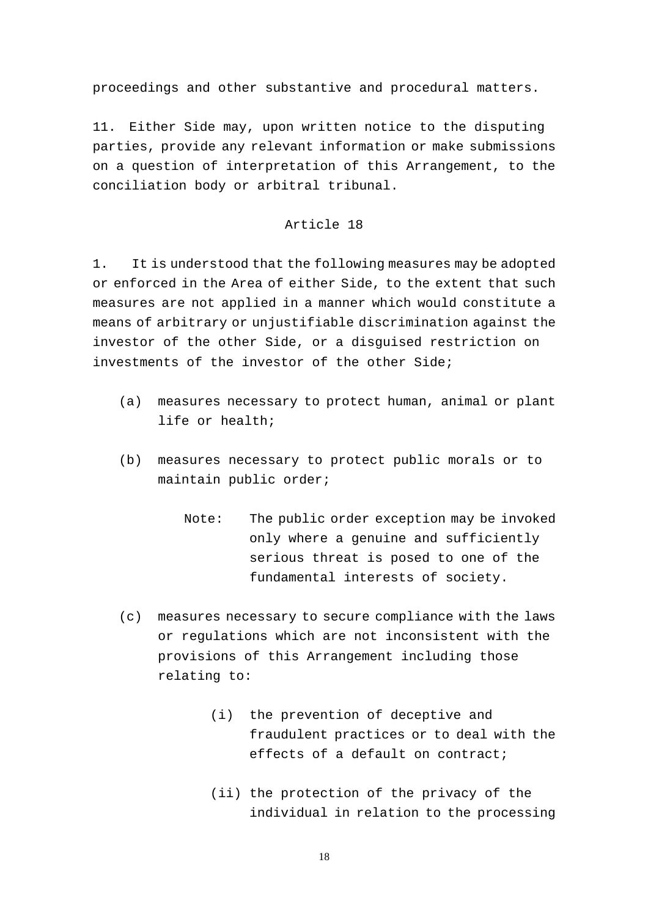proceedings and other substantive and procedural matters.

11. Either Side may, upon written notice to the disputing parties, provide any relevant information or make submissions on a question of interpretation of this Arrangement, to the conciliation body or arbitral tribunal.

## Article 18

1. It is understood that the following measures may be adopted or enforced in the Area of either Side, to the extent that such measures are not applied in a manner which would constitute a means of arbitrary or unjustifiable discrimination against the investor of the other Side, or a disguised restriction on investments of the investor of the other Side;

   (a) measures necessary to protect human, animal or plant life or health;

   (b) measures necessary to protect public morals or to maintain public order;

      Note: The public order exception may be invoked only where a genuine and sufficiently serious threat is posed to one of the fundamental interests of society.

   (c) measures necessary to secure compliance with the laws or regulations which are not inconsistent with the provisions of this Arrangement including those relating to:

      (i) the prevention of deceptive and fraudulent practices or to deal with the effects of a default on contract;

      (ii) the protection of the privacy of the individual in relation to the processing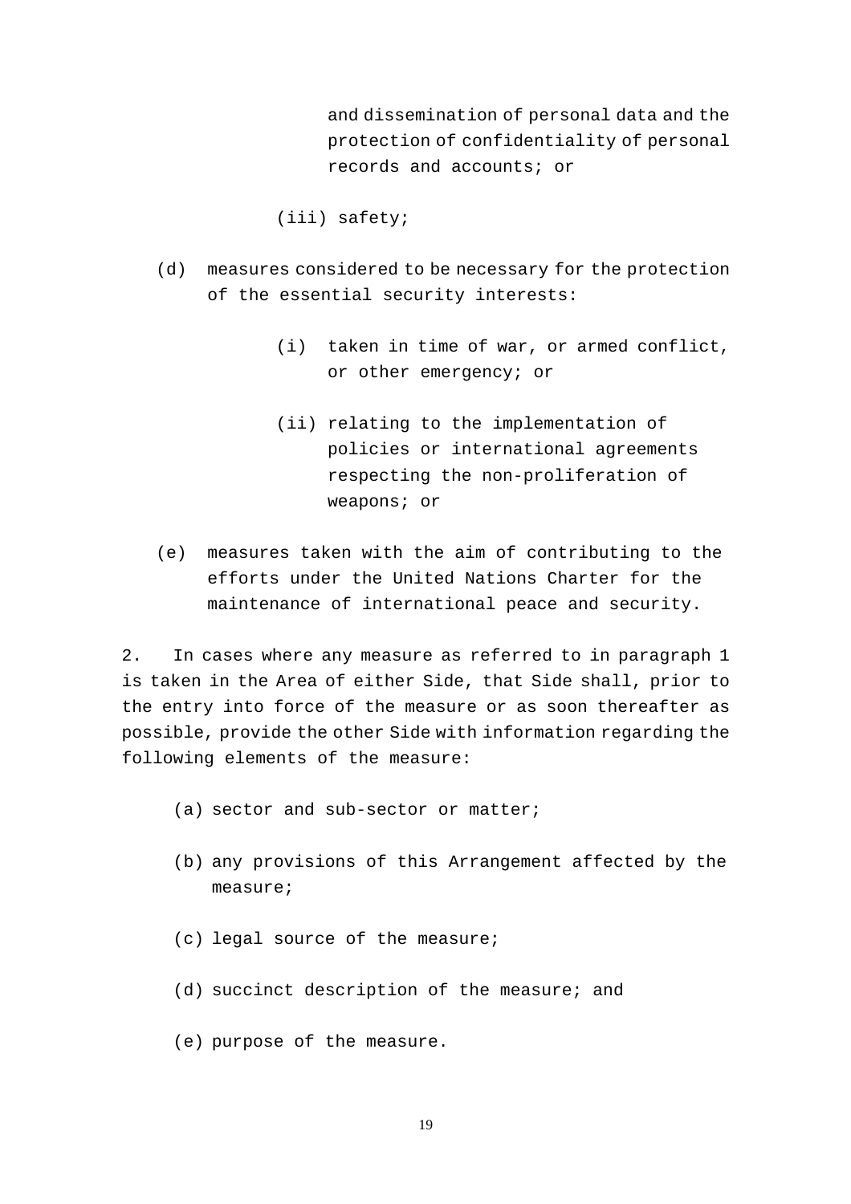and dissemination of personal data and the protection of confidentiality of personal records and accounts; or

(iii) safety;

(d) measures considered to be necessary for the protection of the essential security interests:

(i) taken in time of war, or armed conflict, or other emergency; or

(ii) relating to the implementation of policies or international agreements respecting the non-proliferation of weapons; or

(e) measures taken with the aim of contributing to the efforts under the United Nations Charter for the maintenance of international peace and security.

2. In cases where any measure as referred to in paragraph 1 is taken in the Area of either Side, that Side shall, prior to the entry into force of the measure or as soon thereafter as possible, provide the other Side with information regarding the following elements of the measure:

(a) sector and sub-sector or matter;

(b) any provisions of this Arrangement affected by the measure;

(c) legal source of the measure;

(d) succinct description of the measure; and

(e) purpose of the measure.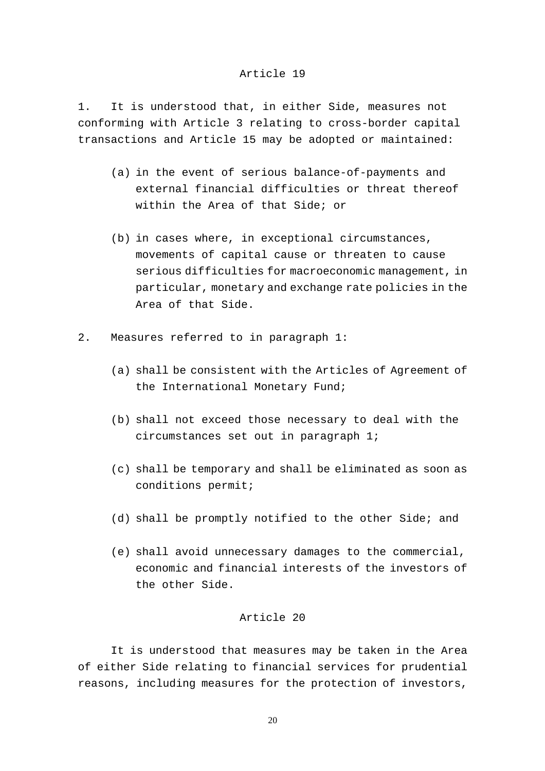## Article 19

1. It is understood that, in either Side, measures not conforming with Article 3 relating to cross-border capital transactions and Article 15 may be adopted or maintained:

   (a) in the event of serious balance-of-payments and external financial difficulties or threat thereof within the Area of that Side; or

   (b) in cases where, in exceptional circumstances, movements of capital cause or threaten to cause serious difficulties for macroeconomic management, in particular, monetary and exchange rate policies in the Area of that Side.

2. Measures referred to in paragraph 1:

   (a) shall be consistent with the Articles of Agreement of the International Monetary Fund;

   (b) shall not exceed those necessary to deal with the circumstances set out in paragraph 1;

   (c) shall be temporary and shall be eliminated as soon as conditions permit;

   (d) shall be promptly notified to the other Side; and

   (e) shall avoid unnecessary damages to the commercial, economic and financial interests of the investors of the other Side.

## Article 20

It is understood that measures may be taken in the Area of either Side relating to financial services for prudential reasons, including measures for the protection of investors,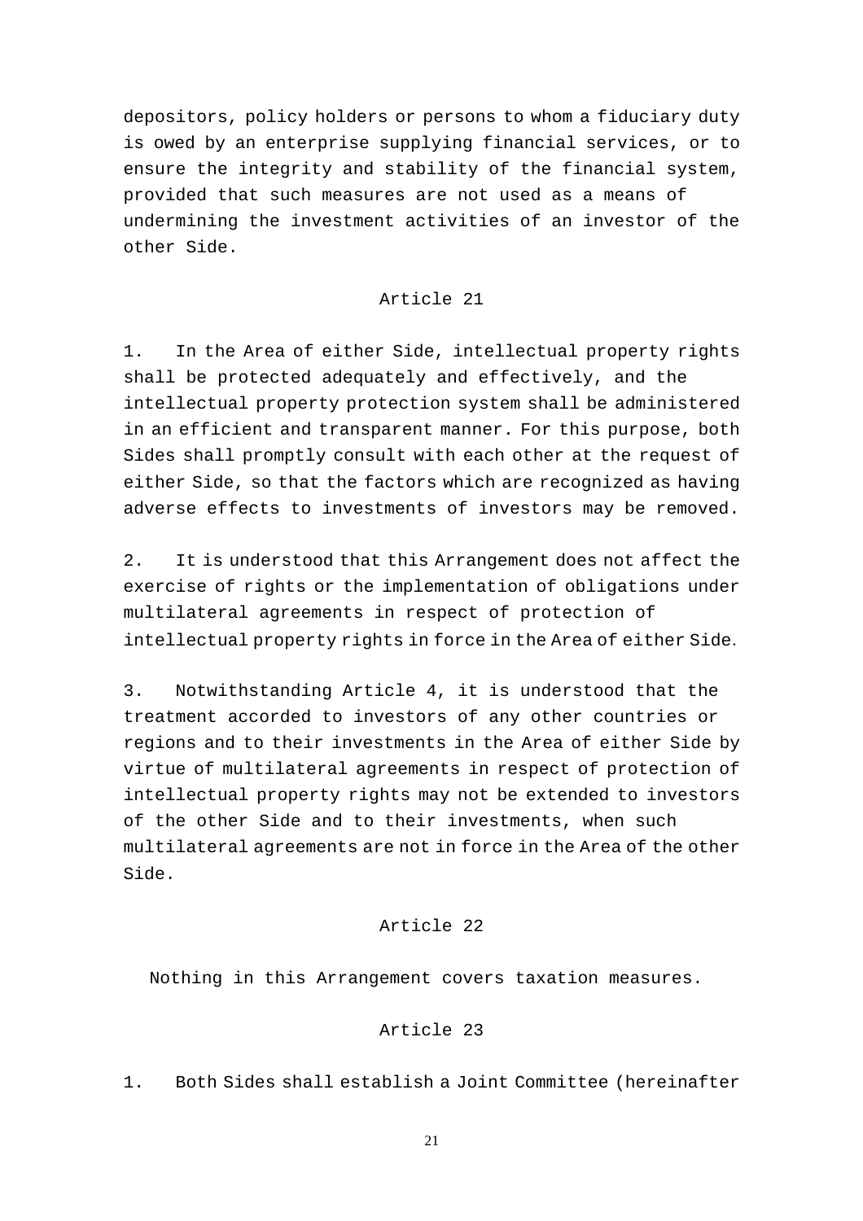depositors, policy holders or persons to whom a fiduciary duty is owed by an enterprise supplying financial services, or to ensure the integrity and stability of the financial system, provided that such measures are not used as a means of undermining the investment activities of an investor of the other Side.

## Article 21

1. In the Area of either Side, intellectual property rights shall be protected adequately and effectively, and the intellectual property protection system shall be administered in an efficient and transparent manner. For this purpose, both Sides shall promptly consult with each other at the request of either Side, so that the factors which are recognized as having adverse effects to investments of investors may be removed.

2. It is understood that this Arrangement does not affect the exercise of rights or the implementation of obligations under multilateral agreements in respect of protection of intellectual property rights in force in the Area of either Side.

3. Notwithstanding Article 4, it is understood that the treatment accorded to investors of any other countries or regions and to their investments in the Area of either Side by virtue of multilateral agreements in respect of protection of intellectual property rights may not be extended to investors of the other Side and to their investments, when such multilateral agreements are not in force in the Area of the other Side.

## Article 22

Nothing in this Arrangement covers taxation measures.

## Article 23

1. Both Sides shall establish a Joint Committee (hereinafter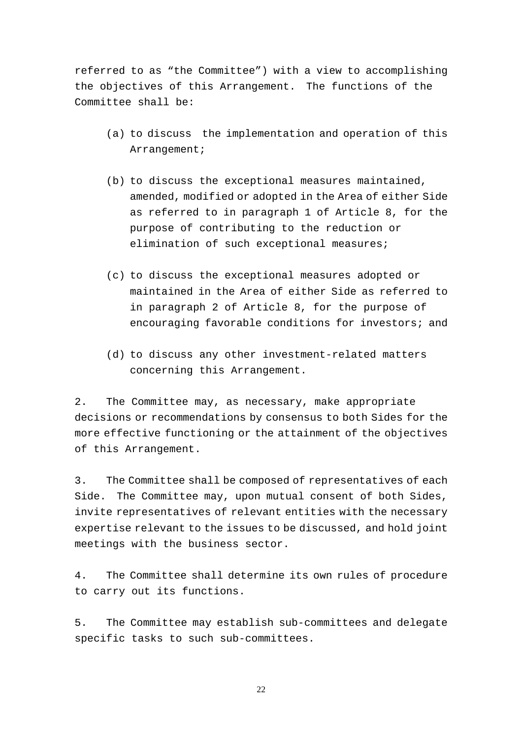referred to as "the Committee") with a view to accomplishing the objectives of this Arrangement. The functions of the Committee shall be:

(a) to discuss the implementation and operation of this Arrangement;

(b) to discuss the exceptional measures maintained, amended, modified or adopted in the Area of either Side as referred to in paragraph 1 of Article 8, for the purpose of contributing to the reduction or elimination of such exceptional measures;

(c) to discuss the exceptional measures adopted or maintained in the Area of either Side as referred to in paragraph 2 of Article 8, for the purpose of encouraging favorable conditions for investors; and

(d) to discuss any other investment-related matters concerning this Arrangement.

2. The Committee may, as necessary, make appropriate decisions or recommendations by consensus to both Sides for the more effective functioning or the attainment of the objectives of this Arrangement.

3. The Committee shall be composed of representatives of each Side. The Committee may, upon mutual consent of both Sides, invite representatives of relevant entities with the necessary expertise relevant to the issues to be discussed, and hold joint meetings with the business sector.

4. The Committee shall determine its own rules of procedure to carry out its functions.

5. The Committee may establish sub-committees and delegate specific tasks to such sub-committees.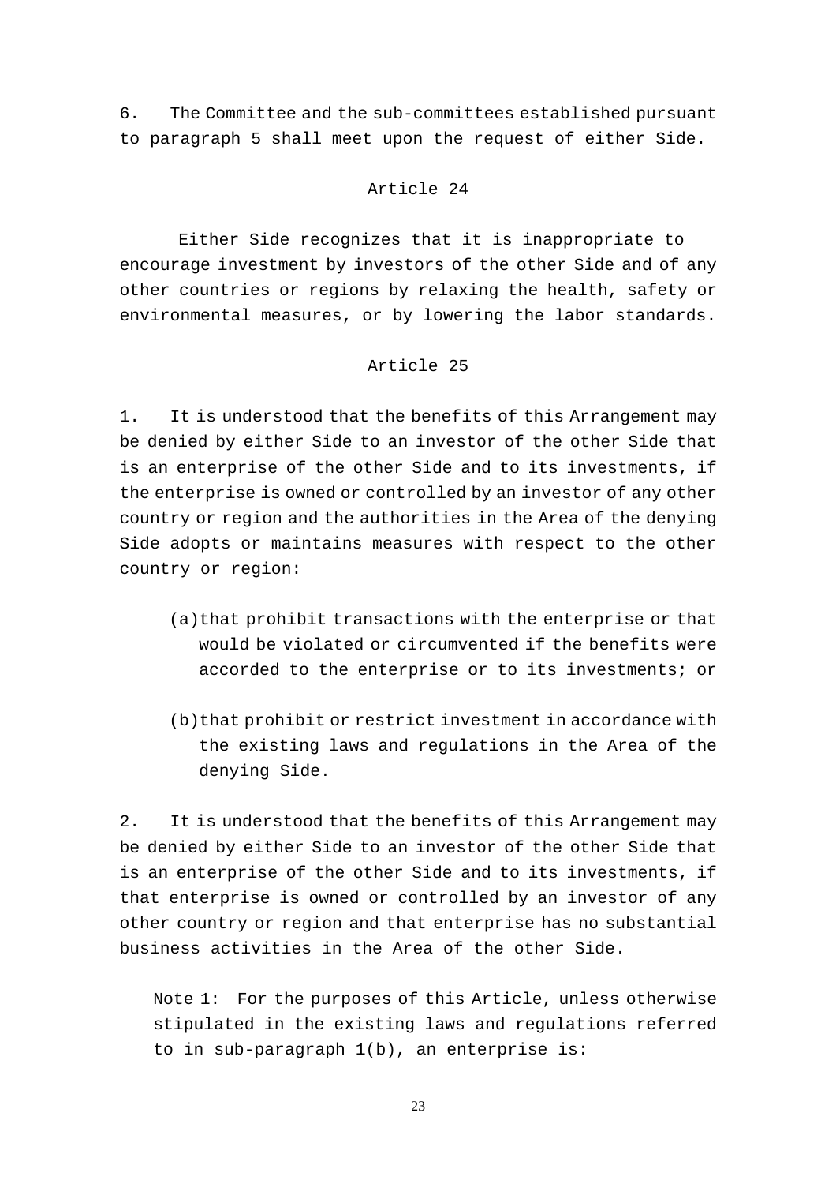6. The Committee and the sub-committees established pursuant to paragraph 5 shall meet upon the request of either Side.

## Article 24

Either Side recognizes that it is inappropriate to encourage investment by investors of the other Side and of any other countries or regions by relaxing the health, safety or environmental measures, or by lowering the labor standards.

## Article 25

1. It is understood that the benefits of this Arrangement may be denied by either Side to an investor of the other Side that is an enterprise of the other Side and to its investments, if the enterprise is owned or controlled by an investor of any other country or region and the authorities in the Area of the denying Side adopts or maintains measures with respect to the other country or region:

   (a) that prohibit transactions with the enterprise or that would be violated or circumvented if the benefits were accorded to the enterprise or to its investments; or

   (b) that prohibit or restrict investment in accordance with the existing laws and regulations in the Area of the denying Side.

2. It is understood that the benefits of this Arrangement may be denied by either Side to an investor of the other Side that is an enterprise of the other Side and to its investments, if that enterprise is owned or controlled by an investor of any other country or region and that enterprise has no substantial business activities in the Area of the other Side.

   Note 1: For the purposes of this Article, unless otherwise stipulated in the existing laws and regulations referred to in sub-paragraph 1(b), an enterprise is: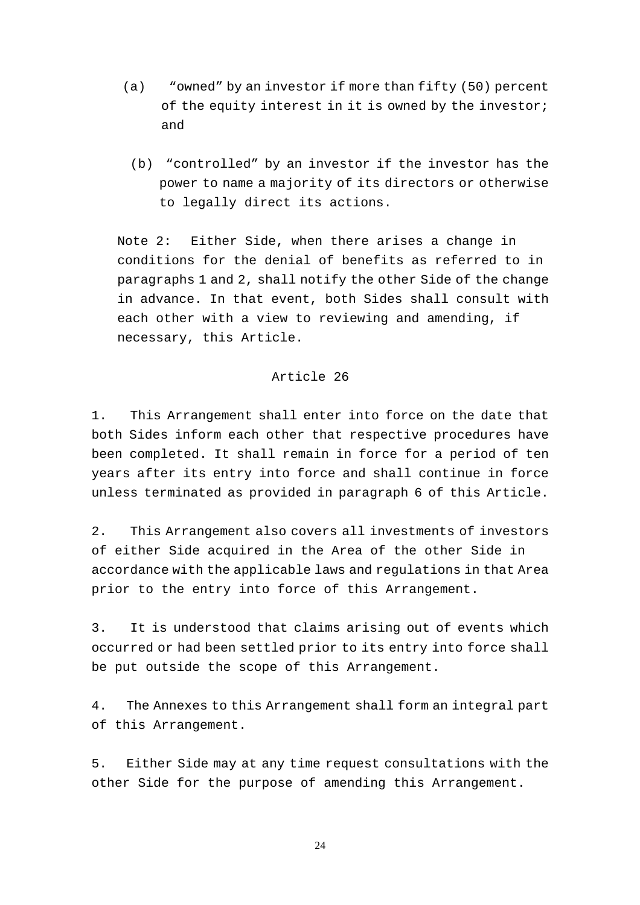(a) “owned” by an investor if more than fifty (50) percent of the equity interest in it is owned by the investor; and

(b) “controlled” by an investor if the investor has the power to name a majority of its directors or otherwise to legally direct its actions.

Note 2: Either Side, when there arises a change in conditions for the denial of benefits as referred to in paragraphs 1 and 2, shall notify the other Side of the change in advance. In that event, both Sides shall consult with each other with a view to reviewing and amending, if necessary, this Article.

## Article 26

1. This Arrangement shall enter into force on the date that both Sides inform each other that respective procedures have been completed. It shall remain in force for a period of ten years after its entry into force and shall continue in force unless terminated as provided in paragraph 6 of this Article.

2. This Arrangement also covers all investments of investors of either Side acquired in the Area of the other Side in accordance with the applicable laws and regulations in that Area prior to the entry into force of this Arrangement.

3. It is understood that claims arising out of events which occurred or had been settled prior to its entry into force shall be put outside the scope of this Arrangement.

4. The Annexes to this Arrangement shall form an integral part of this Arrangement.

5. Either Side may at any time request consultations with the other Side for the purpose of amending this Arrangement.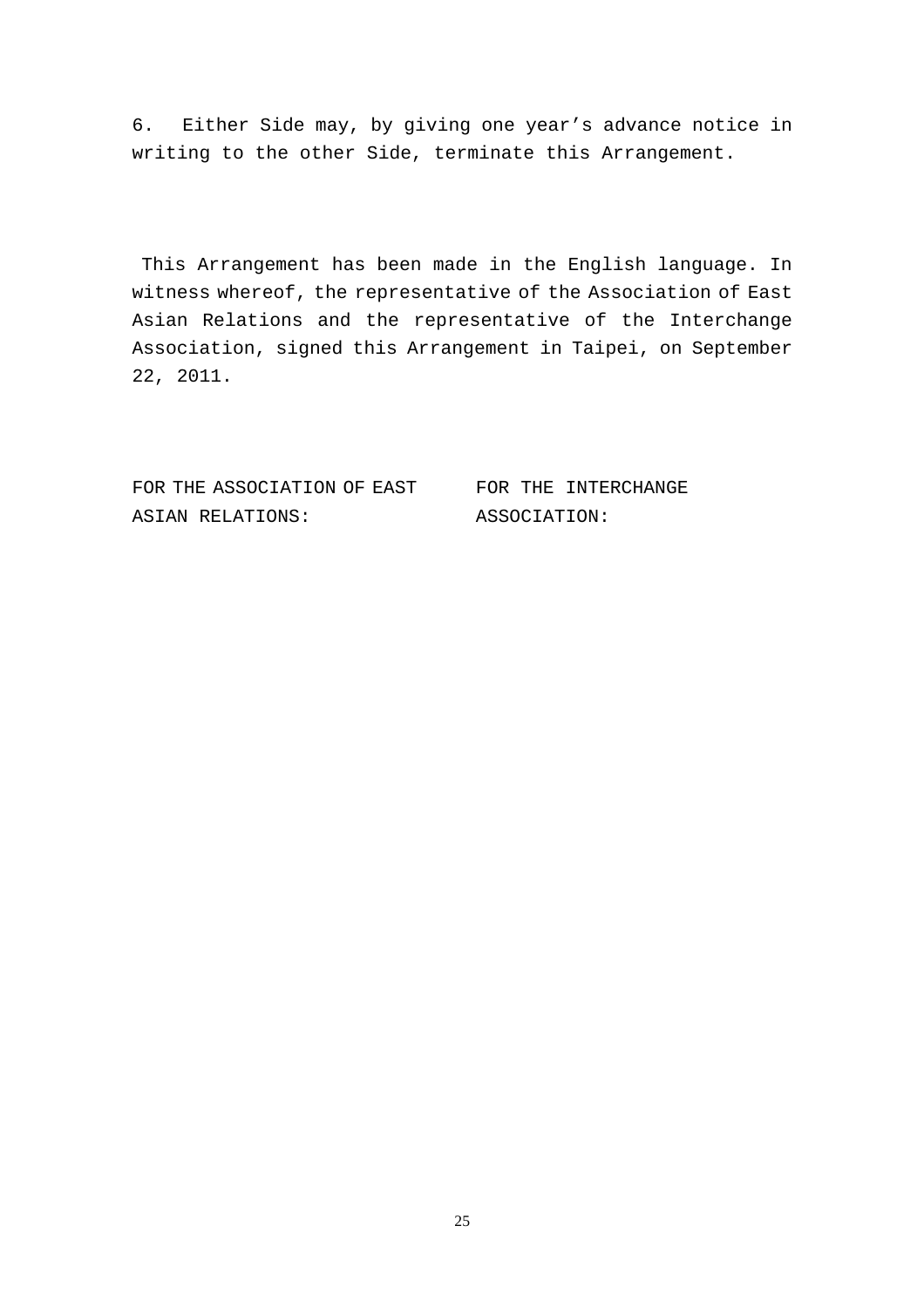6. Either Side may, by giving one year's advance notice in writing to the other Side, terminate this Arrangement.

This Arrangement has been made in the English language. In witness whereof, the representative of the Association of East Asian Relations and the representative of the Interchange Association, signed this Arrangement in Taipei, on September 22, 2011.

| | |
|---|---|
| FOR THE ASSOCIATION OF EAST ASIAN RELATIONS: | FOR THE INTERCHANGE ASSOCIATION: |